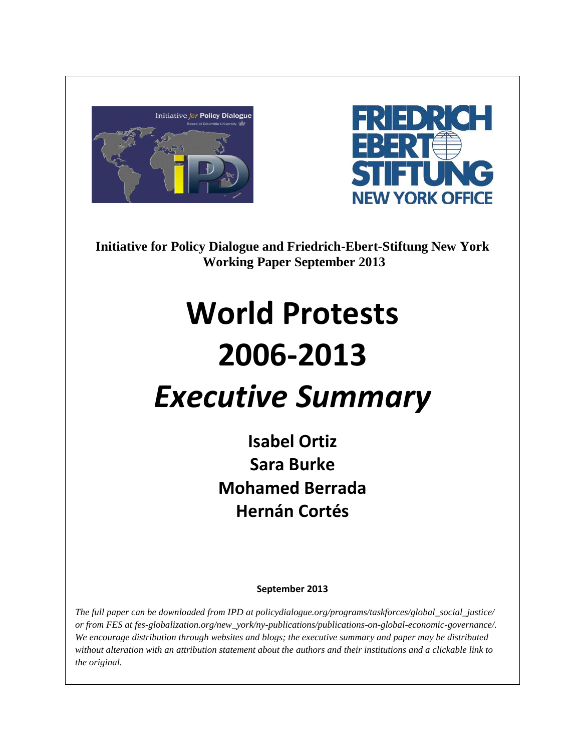**Initiative for Policy Dialogue and Friedrich-Ebert-Stiftung New York Working Paper September 2013**

# World Protests 2006-2013

# *Executive Summary*

**Isabel Ortiz**
**Sara Burke**
**Mohamed Berrada**
**Hernán Cortés**

**September 2013**

*The full paper can be downloaded from IPD at policydialogue.org/programs/taskforces/global_social_justice/ or from FES at fes-globalization.org/new_york/ny-publications/publications-on-global-economic-governance/. We encourage distribution through websites and blogs; the executive summary and paper may be distributed without alteration with an attribution statement about the authors and their institutions and a clickable link to the original.*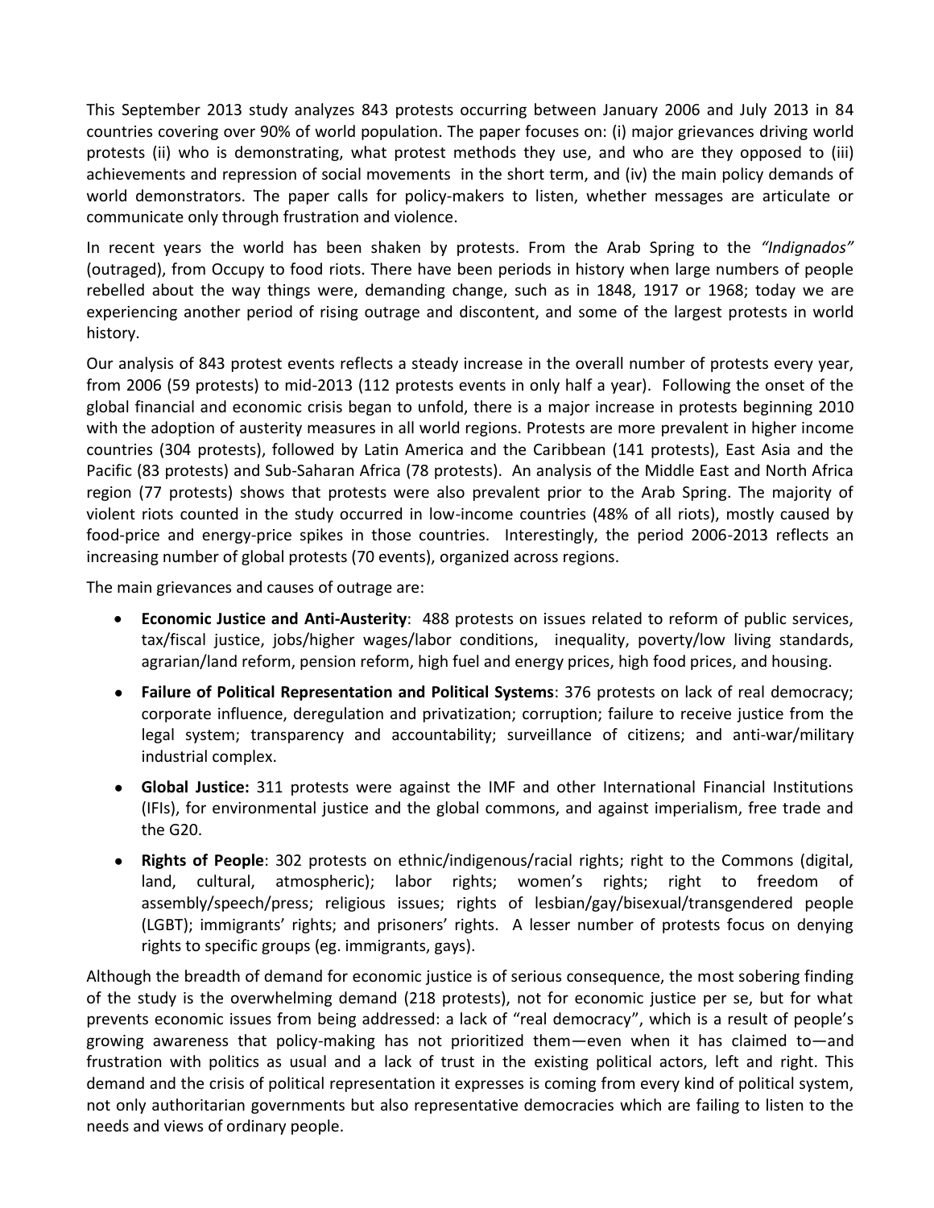This September 2013 study analyzes 843 protests occurring between January 2006 and July 2013 in 84 countries covering over 90% of world population. The paper focuses on: (i) major grievances driving world protests (ii) who is demonstrating, what protest methods they use, and who are they opposed to (iii) achievements and repression of social movements in the short term, and (iv) the main policy demands of world demonstrators. The paper calls for policy-makers to listen, whether messages are articulate or communicate only through frustration and violence.

In recent years the world has been shaken by protests. From the Arab Spring to the *"Indignados"* (outraged), from Occupy to food riots. There have been periods in history when large numbers of people rebelled about the way things were, demanding change, such as in 1848, 1917 or 1968; today we are experiencing another period of rising outrage and discontent, and some of the largest protests in world history.

Our analysis of 843 protest events reflects a steady increase in the overall number of protests every year, from 2006 (59 protests) to mid-2013 (112 protests events in only half a year). Following the onset of the global financial and economic crisis began to unfold, there is a major increase in protests beginning 2010 with the adoption of austerity measures in all world regions. Protests are more prevalent in higher income countries (304 protests), followed by Latin America and the Caribbean (141 protests), East Asia and the Pacific (83 protests) and Sub-Saharan Africa (78 protests). An analysis of the Middle East and North Africa region (77 protests) shows that protests were also prevalent prior to the Arab Spring. The majority of violent riots counted in the study occurred in low-income countries (48% of all riots), mostly caused by food-price and energy-price spikes in those countries. Interestingly, the period 2006-2013 reflects an increasing number of global protests (70 events), organized across regions.

The main grievances and causes of outrage are:

- **Economic Justice and Anti-Austerity**: 488 protests on issues related to reform of public services, tax/fiscal justice, jobs/higher wages/labor conditions, inequality, poverty/low living standards, agrarian/land reform, pension reform, high fuel and energy prices, high food prices, and housing.
- **Failure of Political Representation and Political Systems**: 376 protests on lack of real democracy; corporate influence, deregulation and privatization; corruption; failure to receive justice from the legal system; transparency and accountability; surveillance of citizens; and anti-war/military industrial complex.
- **Global Justice:** 311 protests were against the IMF and other International Financial Institutions (IFIs), for environmental justice and the global commons, and against imperialism, free trade and the G20.
- **Rights of People**: 302 protests on ethnic/indigenous/racial rights; right to the Commons (digital, land, cultural, atmospheric); labor rights; women's rights; right to freedom of assembly/speech/press; religious issues; rights of lesbian/gay/bisexual/transgendered people (LGBT); immigrants' rights; and prisoners' rights. A lesser number of protests focus on denying rights to specific groups (eg. immigrants, gays).

Although the breadth of demand for economic justice is of serious consequence, the most sobering finding of the study is the overwhelming demand (218 protests), not for economic justice per se, but for what prevents economic issues from being addressed: a lack of "real democracy", which is a result of people's growing awareness that policy-making has not prioritized them—even when it has claimed to—and frustration with politics as usual and a lack of trust in the existing political actors, left and right. This demand and the crisis of political representation it expresses is coming from every kind of political system, not only authoritarian governments but also representative democracies which are failing to listen to the needs and views of ordinary people.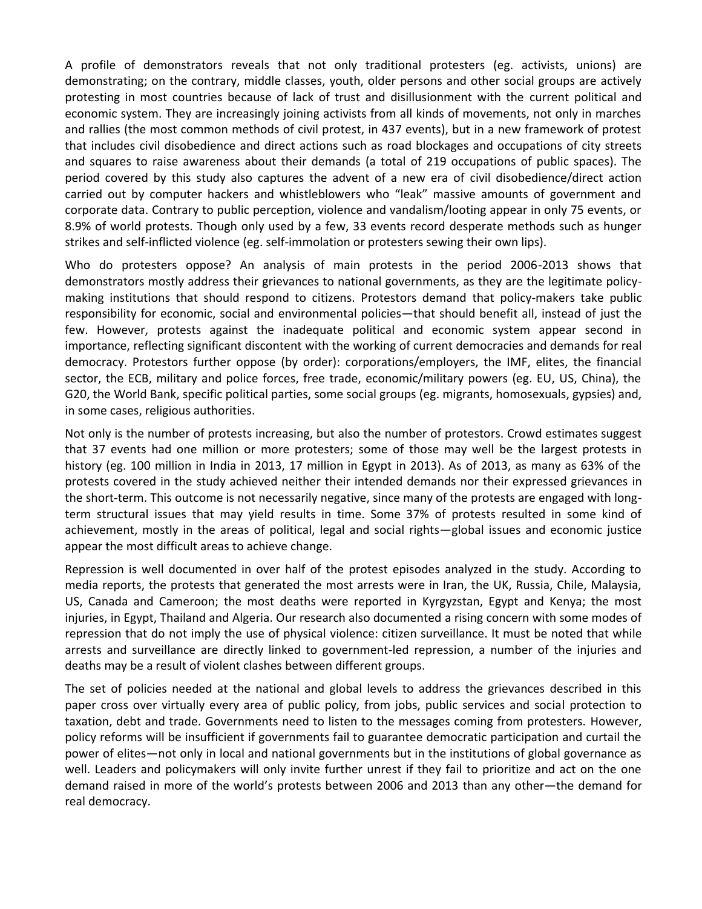A profile of demonstrators reveals that not only traditional protesters (eg. activists, unions) are demonstrating; on the contrary, middle classes, youth, older persons and other social groups are actively protesting in most countries because of lack of trust and disillusionment with the current political and economic system. They are increasingly joining activists from all kinds of movements, not only in marches and rallies (the most common methods of civil protest, in 437 events), but in a new framework of protest that includes civil disobedience and direct actions such as road blockages and occupations of city streets and squares to raise awareness about their demands (a total of 219 occupations of public spaces). The period covered by this study also captures the advent of a new era of civil disobedience/direct action carried out by computer hackers and whistleblowers who "leak" massive amounts of government and corporate data. Contrary to public perception, violence and vandalism/looting appear in only 75 events, or 8.9% of world protests. Though only used by a few, 33 events record desperate methods such as hunger strikes and self-inflicted violence (eg. self-immolation or protesters sewing their own lips).

Who do protesters oppose? An analysis of main protests in the period 2006-2013 shows that demonstrators mostly address their grievances to national governments, as they are the legitimate policy-making institutions that should respond to citizens. Protestors demand that policy-makers take public responsibility for economic, social and environmental policies—that should benefit all, instead of just the few. However, protests against the inadequate political and economic system appear second in importance, reflecting significant discontent with the working of current democracies and demands for real democracy. Protestors further oppose (by order): corporations/employers, the IMF, elites, the financial sector, the ECB, military and police forces, free trade, economic/military powers (eg. EU, US, China), the G20, the World Bank, specific political parties, some social groups (eg. migrants, homosexuals, gypsies) and, in some cases, religious authorities.

Not only is the number of protests increasing, but also the number of protestors. Crowd estimates suggest that 37 events had one million or more protesters; some of those may well be the largest protests in history (eg. 100 million in India in 2013, 17 million in Egypt in 2013). As of 2013, as many as 63% of the protests covered in the study achieved neither their intended demands nor their expressed grievances in the short-term. This outcome is not necessarily negative, since many of the protests are engaged with long-term structural issues that may yield results in time. Some 37% of protests resulted in some kind of achievement, mostly in the areas of political, legal and social rights—global issues and economic justice appear the most difficult areas to achieve change.

Repression is well documented in over half of the protest episodes analyzed in the study. According to media reports, the protests that generated the most arrests were in Iran, the UK, Russia, Chile, Malaysia, US, Canada and Cameroon; the most deaths were reported in Kyrgyzstan, Egypt and Kenya; the most injuries, in Egypt, Thailand and Algeria. Our research also documented a rising concern with some modes of repression that do not imply the use of physical violence: citizen surveillance. It must be noted that while arrests and surveillance are directly linked to government-led repression, a number of the injuries and deaths may be a result of violent clashes between different groups.

The set of policies needed at the national and global levels to address the grievances described in this paper cross over virtually every area of public policy, from jobs, public services and social protection to taxation, debt and trade. Governments need to listen to the messages coming from protesters. However, policy reforms will be insufficient if governments fail to guarantee democratic participation and curtail the power of elites—not only in local and national governments but in the institutions of global governance as well. Leaders and policymakers will only invite further unrest if they fail to prioritize and act on the one demand raised in more of the world's protests between 2006 and 2013 than any other—the demand for real democracy.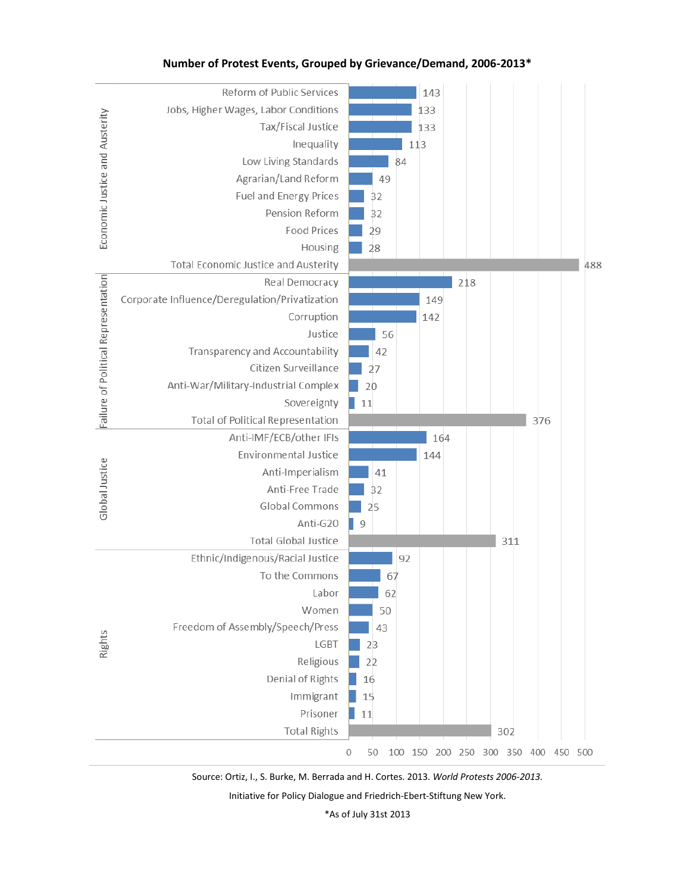**Number of Protest Events, Grouped by Grievance/Demand, 2006-2013***

Economic Justice and Austerity

Reform of Public Services 143
Jobs, Higher Wages, Labor Conditions 133
Tax/Fiscal Justice 133
Inequality 113
Low Living Standards 84
Agrarian/Land Reform 49
Fuel and Energy Prices 32
Pension Reform 32
Food Prices 29
Housing 28
Total Economic Justice and Austerity 488

Failure of Political Representation

Real Democracy 218
Corporate Influence/Deregulation/Privatization 149
Corruption 142
Justice 56
Transparency and Accountability 42
Citizen Surveillance 27
Anti-War/Military-Industrial Complex 20
Sovereignty 11
Total of Political Representation 376

Global Justice

Anti-IMF/ECB/other IFIs 164
Environmental Justice 144
Anti-Imperialism 41
Anti-Free Trade 32
Global Commons 25
Anti-G20 9
Total Global Justice 311

Rights

Ethnic/Indigenous/Racial Justice 92
To the Commons 67
Labor 62
Women 50
Freedom of Assembly/Speech/Press 43
LGBT 23
Religious 22
Denial of Rights 16
Immigrant 15
Prisoner 11
Total Rights 302

0 50 100 150 200 250 300 350 400 450 500

Source: Ortiz, I., S. Burke, M. Berrada and H. Cortes. 2013. *World Protests 2006-2013.* Initiative for Policy Dialogue and Friedrich-Ebert-Stiftung New York.

*As of July 31st 2013